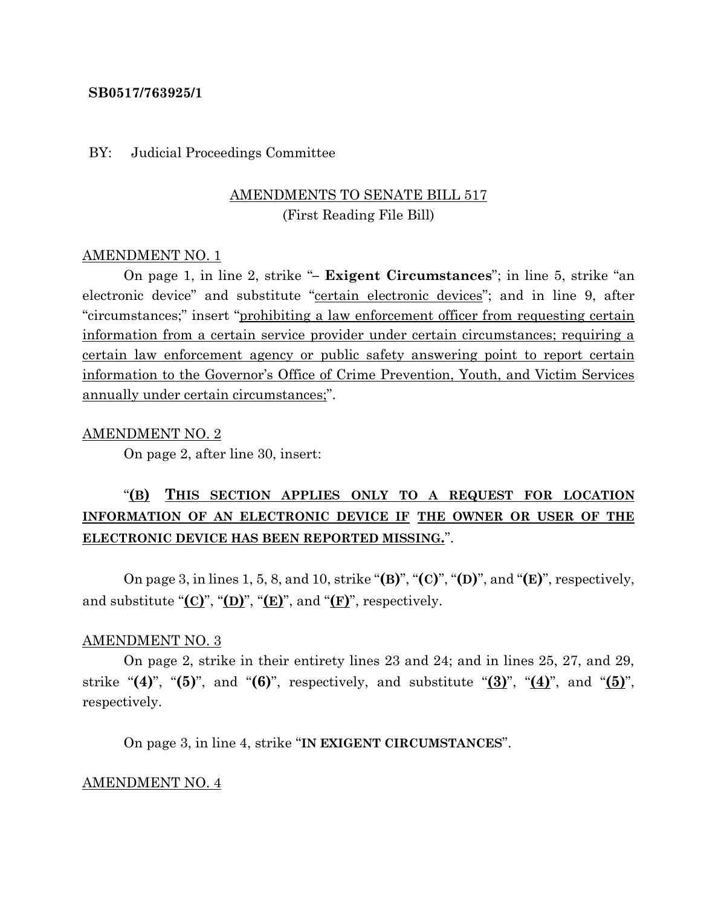**SB0517/763925/1**

BY: Judicial Proceedings Committee

AMENDMENTS TO SENATE BILL 517
(First Reading File Bill)

AMENDMENT NO. 1

On page 1, in line 2, strike "– **Exigent Circumstances**"; in line 5, strike "an electronic device" and substitute "certain electronic devices"; and in line 9, after "circumstances;" insert "prohibiting a law enforcement officer from requesting certain information from a certain service provider under certain circumstances; requiring a certain law enforcement agency or public safety answering point to report certain information to the Governor's Office of Crime Prevention, Youth, and Victim Services annually under certain circumstances;".

AMENDMENT NO. 2

On page 2, after line 30, insert:

"**(B) THIS SECTION APPLIES ONLY TO A REQUEST FOR LOCATION INFORMATION OF AN ELECTRONIC DEVICE IF THE OWNER OR USER OF THE ELECTRONIC DEVICE HAS BEEN REPORTED MISSING.**".

On page 3, in lines 1, 5, 8, and 10, strike "**(B)**", "**(C)**", "**(D)**", and "**(E)**", respectively, and substitute "**(C)**", "**(D)**", "**(E)**", and "**(F)**", respectively.

AMENDMENT NO. 3

On page 2, strike in their entirety lines 23 and 24; and in lines 25, 27, and 29, strike "**(4)**", "**(5)**", and "**(6)**", respectively, and substitute "**(3)**", "**(4)**", and "**(5)**", respectively.

On page 3, in line 4, strike "**IN EXIGENT CIRCUMSTANCES**".

AMENDMENT NO. 4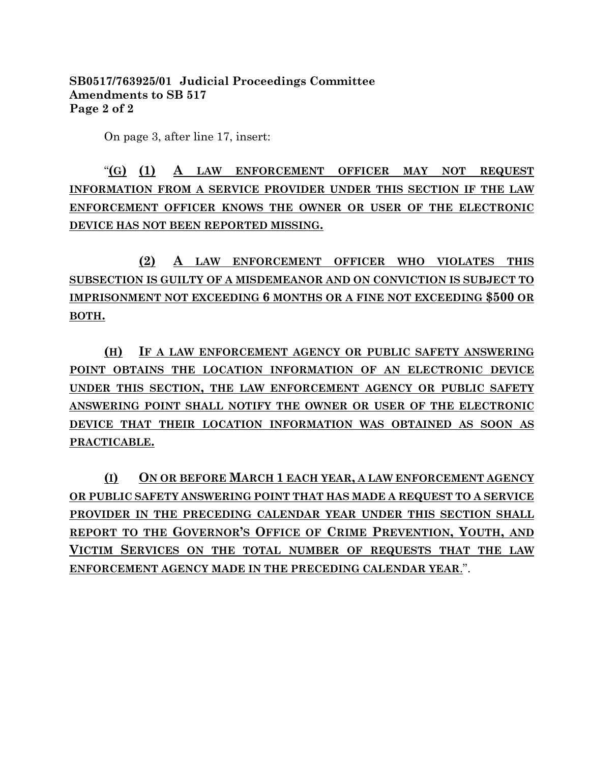**SB0517/763925/01 Judicial Proceedings Committee**
**Amendments to SB 517**

On page 3, after line 17, insert:

"**(G) (1) A LAW ENFORCEMENT OFFICER MAY NOT REQUEST INFORMATION FROM A SERVICE PROVIDER UNDER THIS SECTION IF THE LAW ENFORCEMENT OFFICER KNOWS THE OWNER OR USER OF THE ELECTRONIC DEVICE HAS NOT BEEN REPORTED MISSING.**

**(2) A LAW ENFORCEMENT OFFICER WHO VIOLATES THIS SUBSECTION IS GUILTY OF A MISDEMEANOR AND ON CONVICTION IS SUBJECT TO IMPRISONMENT NOT EXCEEDING 6 MONTHS OR A FINE NOT EXCEEDING $500 OR BOTH.**

**(H) IF A LAW ENFORCEMENT AGENCY OR PUBLIC SAFETY ANSWERING POINT OBTAINS THE LOCATION INFORMATION OF AN ELECTRONIC DEVICE UNDER THIS SECTION, THE LAW ENFORCEMENT AGENCY OR PUBLIC SAFETY ANSWERING POINT SHALL NOTIFY THE OWNER OR USER OF THE ELECTRONIC DEVICE THAT THEIR LOCATION INFORMATION WAS OBTAINED AS SOON AS PRACTICABLE.**

**(I) ON OR BEFORE MARCH 1 EACH YEAR, A LAW ENFORCEMENT AGENCY OR PUBLIC SAFETY ANSWERING POINT THAT HAS MADE A REQUEST TO A SERVICE PROVIDER IN THE PRECEDING CALENDAR YEAR UNDER THIS SECTION SHALL REPORT TO THE GOVERNOR'S OFFICE OF CRIME PREVENTION, YOUTH, AND VICTIM SERVICES ON THE TOTAL NUMBER OF REQUESTS THAT THE LAW ENFORCEMENT AGENCY MADE IN THE PRECEDING CALENDAR YEAR**.".